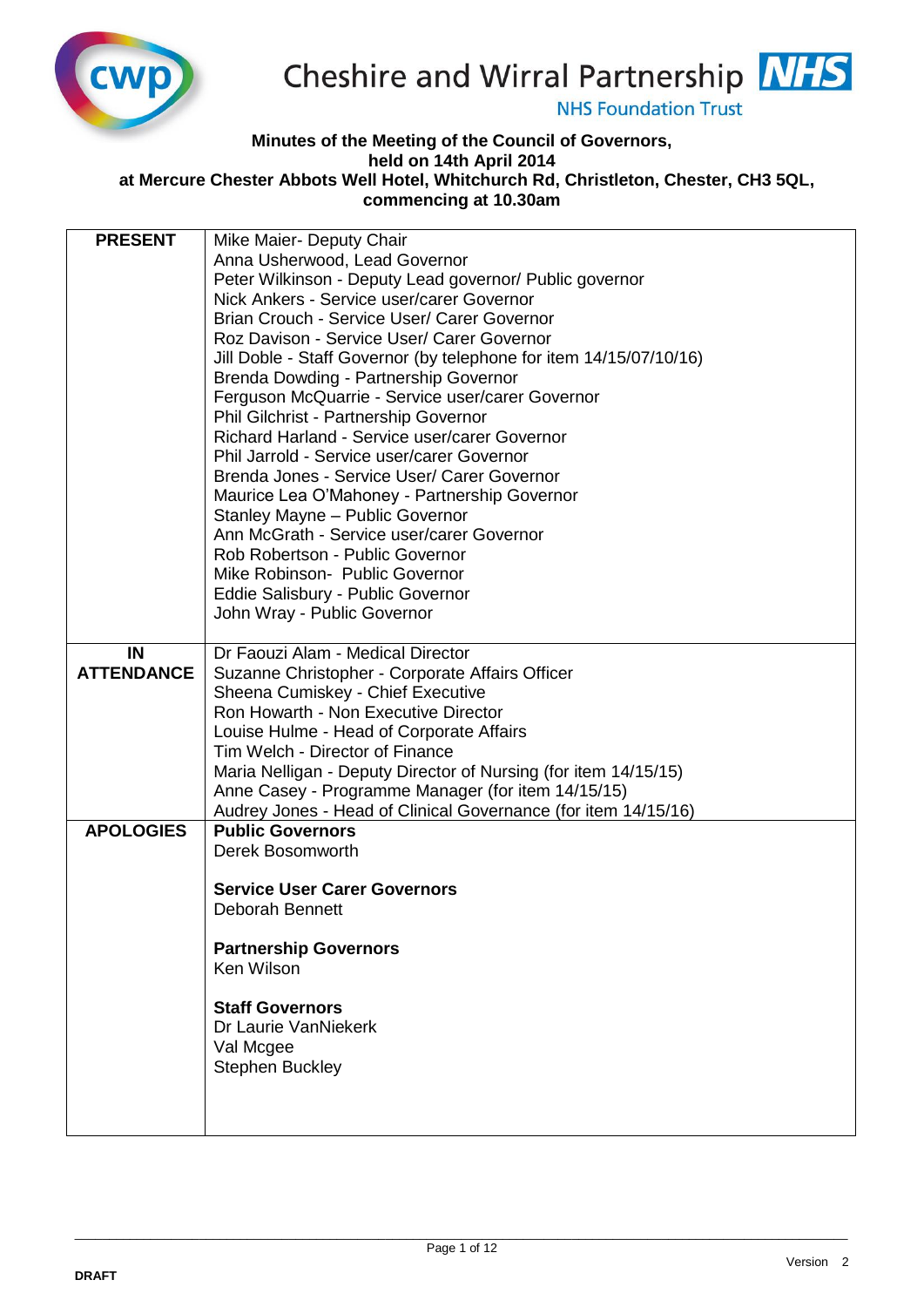Cheshire and Wirral Partnership NHS Foundation Trust

**Minutes of the Meeting of the Council of Governors, held on 14th April 2014 at Mercure Chester Abbots Well Hotel, Whitchurch Rd, Christleton, Chester, CH3 5QL, commencing at 10.30am**

| | |
|---|---|
| **PRESENT** | Mike Maier- Deputy Chair<br>Anna Usherwood, Lead Governor<br>Peter Wilkinson - Deputy Lead governor/ Public governor<br>Nick Ankers - Service user/carer Governor<br>Brian Crouch - Service User/ Carer Governor<br>Roz Davison - Service User/ Carer Governor<br>Jill Doble - Staff Governor (by telephone for item 14/15/07/10/16)<br>Brenda Dowding - Partnership Governor<br>Ferguson McQuarrie - Service user/carer Governor<br>Phil Gilchrist - Partnership Governor<br>Richard Harland - Service user/carer Governor<br>Phil Jarrold - Service user/carer Governor<br>Brenda Jones - Service User/ Carer Governor<br>Maurice Lea O'Mahoney - Partnership Governor<br>Stanley Mayne – Public Governor<br>Ann McGrath - Service user/carer Governor<br>Rob Robertson - Public Governor<br>Mike Robinson- Public Governor<br>Eddie Salisbury - Public Governor<br>John Wray - Public Governor |
| **IN ATTENDANCE** | Dr Faouzi Alam - Medical Director<br>Suzanne Christopher - Corporate Affairs Officer<br>Sheena Cumiskey - Chief Executive<br>Ron Howarth - Non Executive Director<br>Louise Hulme - Head of Corporate Affairs<br>Tim Welch - Director of Finance<br>Maria Nelligan - Deputy Director of Nursing (for item 14/15/15)<br>Anne Casey - Programme Manager (for item 14/15/15)<br>Audrey Jones - Head of Clinical Governance (for item 14/15/16) |
| **APOLOGIES** | **Public Governors**<br>Derek Bosomworth<br><br>**Service User Carer Governors**<br>Deborah Bennett<br><br>**Partnership Governors**<br>Ken Wilson<br><br>**Staff Governors**<br>Dr Laurie VanNiekerk<br>Val Mcgee<br>Stephen Buckley |

Version 2

DRAFT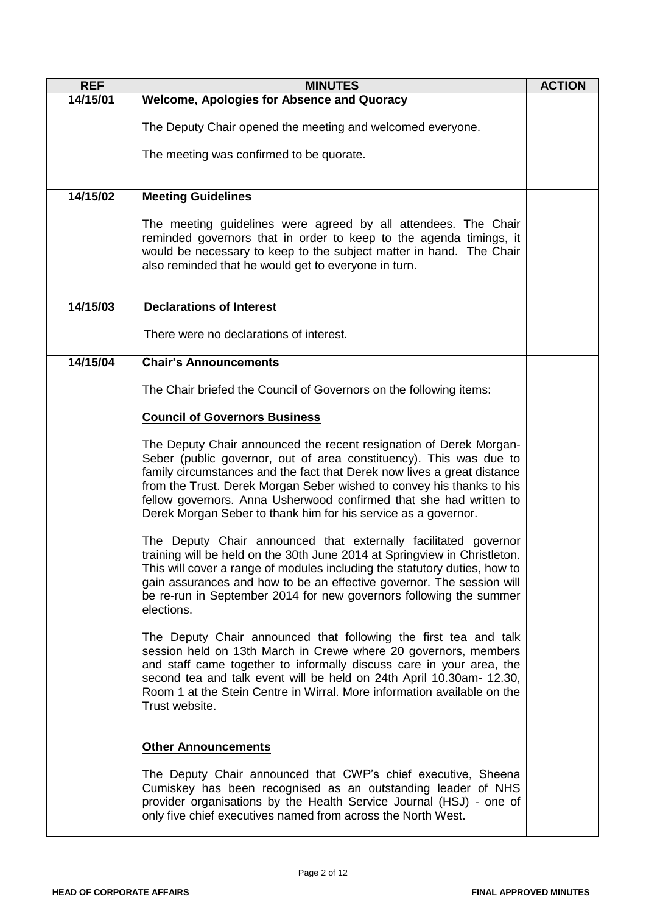| REF | MINUTES | ACTION |
|---|---|---|
| 14/15/01 | **Welcome, Apologies for Absence and Quoracy**<br><br>The Deputy Chair opened the meeting and welcomed everyone.<br><br>The meeting was confirmed to be quorate. | |
| 14/15/02 | **Meeting Guidelines**<br><br>The meeting guidelines were agreed by all attendees. The Chair reminded governors that in order to keep to the agenda timings, it would be necessary to keep to the subject matter in hand. The Chair also reminded that he would get to everyone in turn. | |
| 14/15/03 | **Declarations of Interest**<br><br>There were no declarations of interest. | |
| 14/15/04 | **Chair's Announcements**<br><br>The Chair briefed the Council of Governors on the following items:<br><br>**Council of Governors Business**<br><br>The Deputy Chair announced the recent resignation of Derek Morgan-Seber (public governor, out of area constituency). This was due to family circumstances and the fact that Derek now lives a great distance from the Trust. Derek Morgan Seber wished to convey his thanks to his fellow governors. Anna Usherwood confirmed that she had written to Derek Morgan Seber to thank him for his service as a governor.<br><br>The Deputy Chair announced that externally facilitated governor training will be held on the 30th June 2014 at Springview in Christleton. This will cover a range of modules including the statutory duties, how to gain assurances and how to be an effective governor. The session will be re-run in September 2014 for new governors following the summer elections.<br><br>The Deputy Chair announced that following the first tea and talk session held on 13th March in Crewe where 20 governors, members and staff came together to informally discuss care in your area, the second tea and talk event will be held on 24th April 10.30am- 12.30, Room 1 at the Stein Centre in Wirral. More information available on the Trust website.<br><br>**Other Announcements**<br><br>The Deputy Chair announced that CWP's chief executive, Sheena Cumiskey has been recognised as an outstanding leader of NHS provider organisations by the Health Service Journal (HSJ) - one of only five chief executives named from across the North West. | |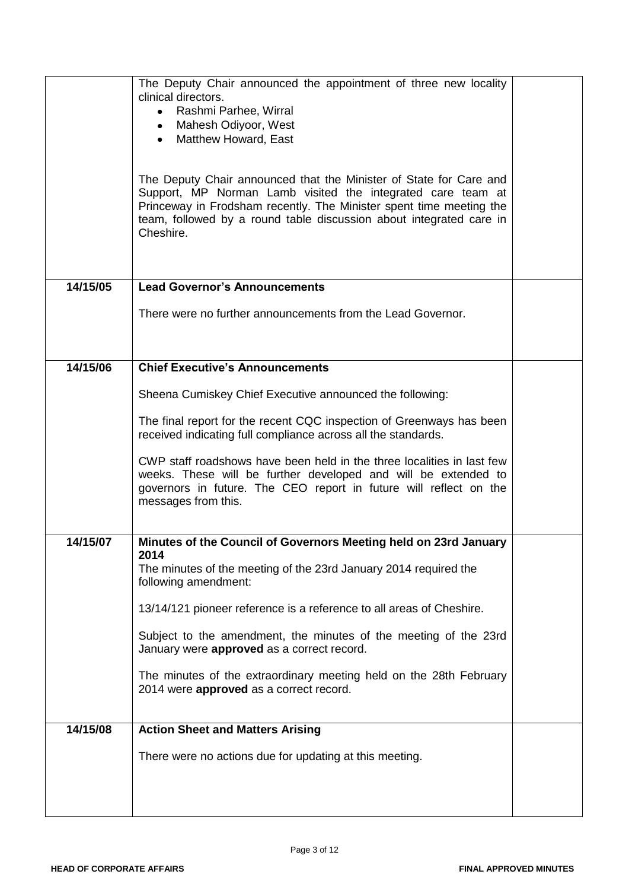| | | |
|---|---|---|
| | The Deputy Chair announced the appointment of three new locality clinical directors.<br>• Rashmi Parhee, Wirral<br>• Mahesh Odiyoor, West<br>• Matthew Howard, East<br><br>The Deputy Chair announced that the Minister of State for Care and Support, MP Norman Lamb visited the integrated care team at Princeway in Frodsham recently. The Minister spent time meeting the team, followed by a round table discussion about integrated care in Cheshire. | |
| **14/15/05** | **Lead Governor's Announcements**<br><br>There were no further announcements from the Lead Governor. | |
| **14/15/06** | **Chief Executive's Announcements**<br><br>Sheena Cumiskey Chief Executive announced the following:<br><br>The final report for the recent CQC inspection of Greenways has been received indicating full compliance across all the standards.<br><br>CWP staff roadshows have been held in the three localities in last few weeks. These will be further developed and will be extended to governors in future. The CEO report in future will reflect on the messages from this. | |
| **14/15/07** | **Minutes of the Council of Governors Meeting held on 23rd January 2014**<br>The minutes of the meeting of the 23rd January 2014 required the following amendment:<br><br>13/14/121 pioneer reference is a reference to all areas of Cheshire.<br><br>Subject to the amendment, the minutes of the meeting of the 23rd January were **approved** as a correct record.<br><br>The minutes of the extraordinary meeting held on the 28th February 2014 were **approved** as a correct record. | |
| **14/15/08** | **Action Sheet and Matters Arising**<br><br>There were no actions due for updating at this meeting. | |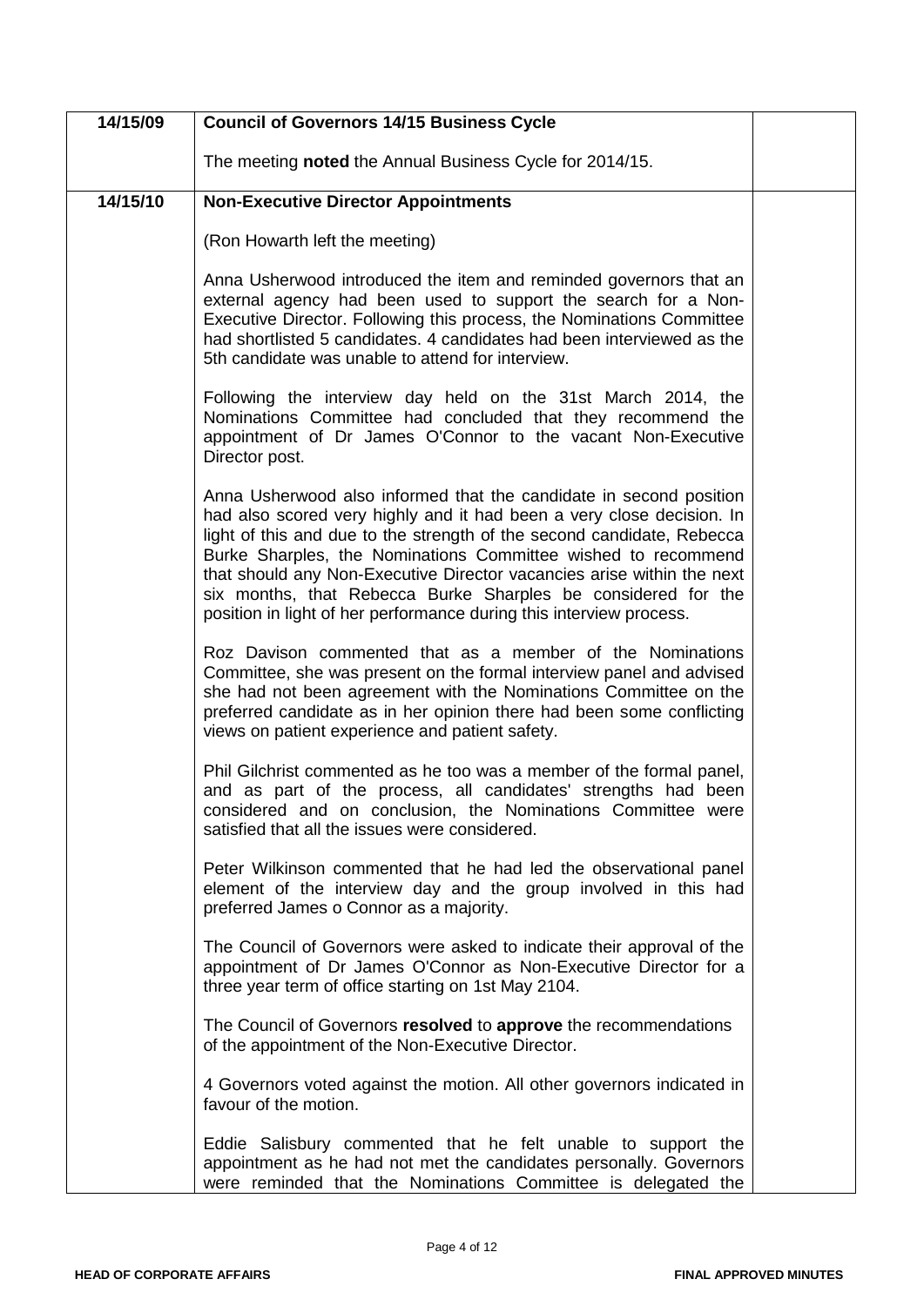| | | |
|---|---|---|
| 14/15/09 | **Council of Governors 14/15 Business Cycle**<br><br>The meeting **noted** the Annual Business Cycle for 2014/15. | |
| 14/15/10 | **Non-Executive Director Appointments**<br><br>(Ron Howarth left the meeting)<br><br>Anna Usherwood introduced the item and reminded governors that an external agency had been used to support the search for a Non-Executive Director. Following this process, the Nominations Committee had shortlisted 5 candidates. 4 candidates had been interviewed as the 5th candidate was unable to attend for interview.<br><br>Following the interview day held on the 31st March 2014, the Nominations Committee had concluded that they recommend the appointment of Dr James O'Connor to the vacant Non-Executive Director post.<br><br>Anna Usherwood also informed that the candidate in second position had also scored very highly and it had been a very close decision. In light of this and due to the strength of the second candidate, Rebecca Burke Sharples, the Nominations Committee wished to recommend that should any Non-Executive Director vacancies arise within the next six months, that Rebecca Burke Sharples be considered for the position in light of her performance during this interview process.<br><br>Roz Davison commented that as a member of the Nominations Committee, she was present on the formal interview panel and advised she had not been agreement with the Nominations Committee on the preferred candidate as in her opinion there had been some conflicting views on patient experience and patient safety.<br><br>Phil Gilchrist commented as he too was a member of the formal panel, and as part of the process, all candidates' strengths had been considered and on conclusion, the Nominations Committee were satisfied that all the issues were considered.<br><br>Peter Wilkinson commented that he had led the observational panel element of the interview day and the group involved in this had preferred James o Connor as a majority.<br><br>The Council of Governors were asked to indicate their approval of the appointment of Dr James O'Connor as Non-Executive Director for a three year term of office starting on 1st May 2104.<br><br>The Council of Governors **resolved** to **approve** the recommendations of the appointment of the Non-Executive Director.<br><br>4 Governors voted against the motion. All other governors indicated in favour of the motion.<br><br>Eddie Salisbury commented that he felt unable to support the appointment as he had not met the candidates personally. Governors were reminded that the Nominations Committee is delegated the | |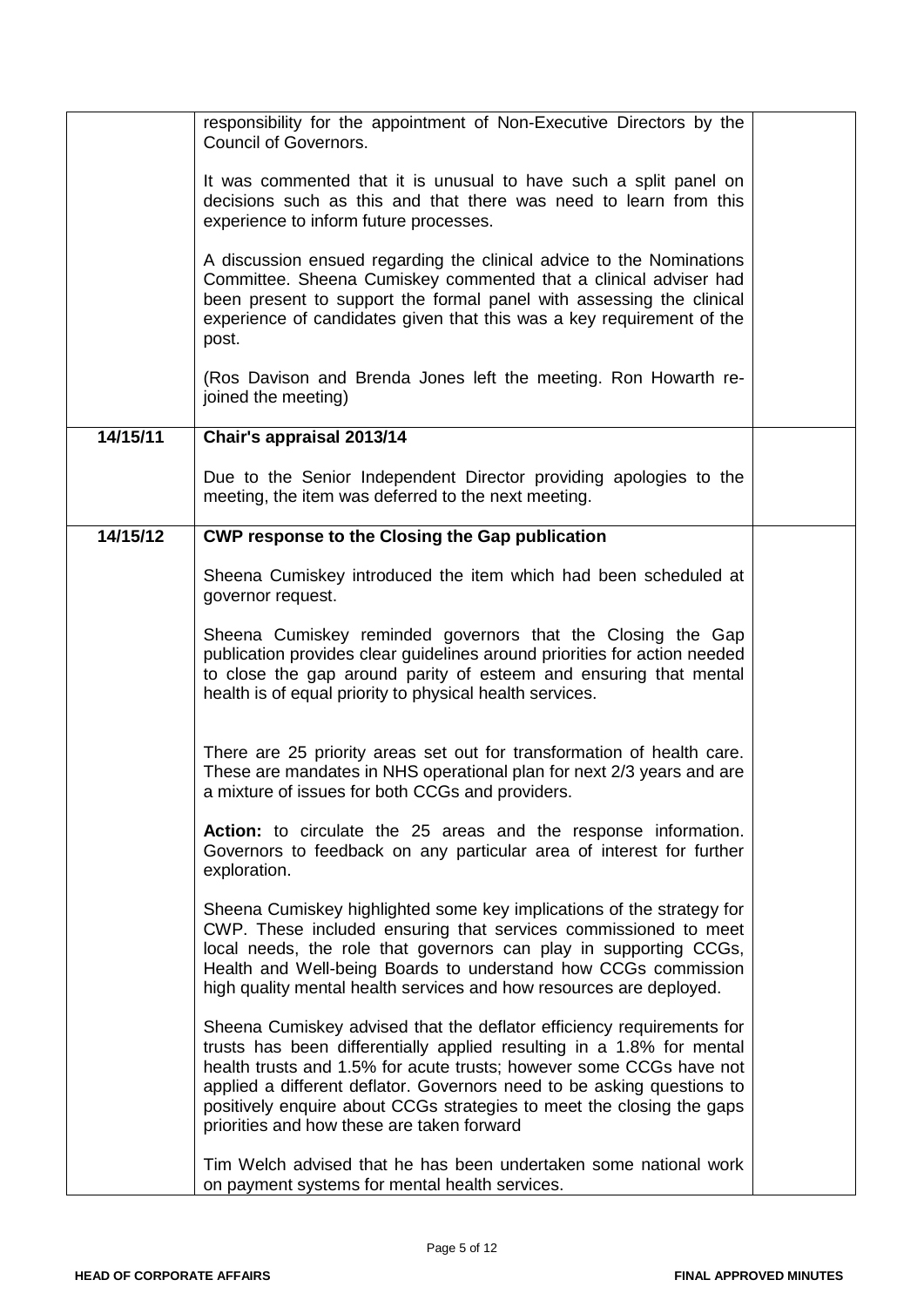| | | |
|---|---|---|
| | responsibility for the appointment of Non-Executive Directors by the Council of Governors.<br><br>It was commented that it is unusual to have such a split panel on decisions such as this and that there was need to learn from this experience to inform future processes.<br><br>A discussion ensued regarding the clinical advice to the Nominations Committee. Sheena Cumiskey commented that a clinical adviser had been present to support the formal panel with assessing the clinical experience of candidates given that this was a key requirement of the post.<br><br>(Ros Davison and Brenda Jones left the meeting. Ron Howarth re-joined the meeting) | |
| **14/15/11** | **Chair's appraisal 2013/14**<br><br>Due to the Senior Independent Director providing apologies to the meeting, the item was deferred to the next meeting. | |
| **14/15/12** | **CWP response to the Closing the Gap publication**<br><br>Sheena Cumiskey introduced the item which had been scheduled at governor request.<br><br>Sheena Cumiskey reminded governors that the Closing the Gap publication provides clear guidelines around priorities for action needed to close the gap around parity of esteem and ensuring that mental health is of equal priority to physical health services.<br><br>There are 25 priority areas set out for transformation of health care. These are mandates in NHS operational plan for next 2/3 years and are a mixture of issues for both CCGs and providers.<br><br>**Action:** to circulate the 25 areas and the response information. Governors to feedback on any particular area of interest for further exploration.<br><br>Sheena Cumiskey highlighted some key implications of the strategy for CWP. These included ensuring that services commissioned to meet local needs, the role that governors can play in supporting CCGs, Health and Well-being Boards to understand how CCGs commission high quality mental health services and how resources are deployed.<br><br>Sheena Cumiskey advised that the deflator efficiency requirements for trusts has been differentially applied resulting in a 1.8% for mental health trusts and 1.5% for acute trusts; however some CCGs have not applied a different deflator. Governors need to be asking questions to positively enquire about CCGs strategies to meet the closing the gaps priorities and how these are taken forward<br><br>Tim Welch advised that he has been undertaken some national work on payment systems for mental health services. | |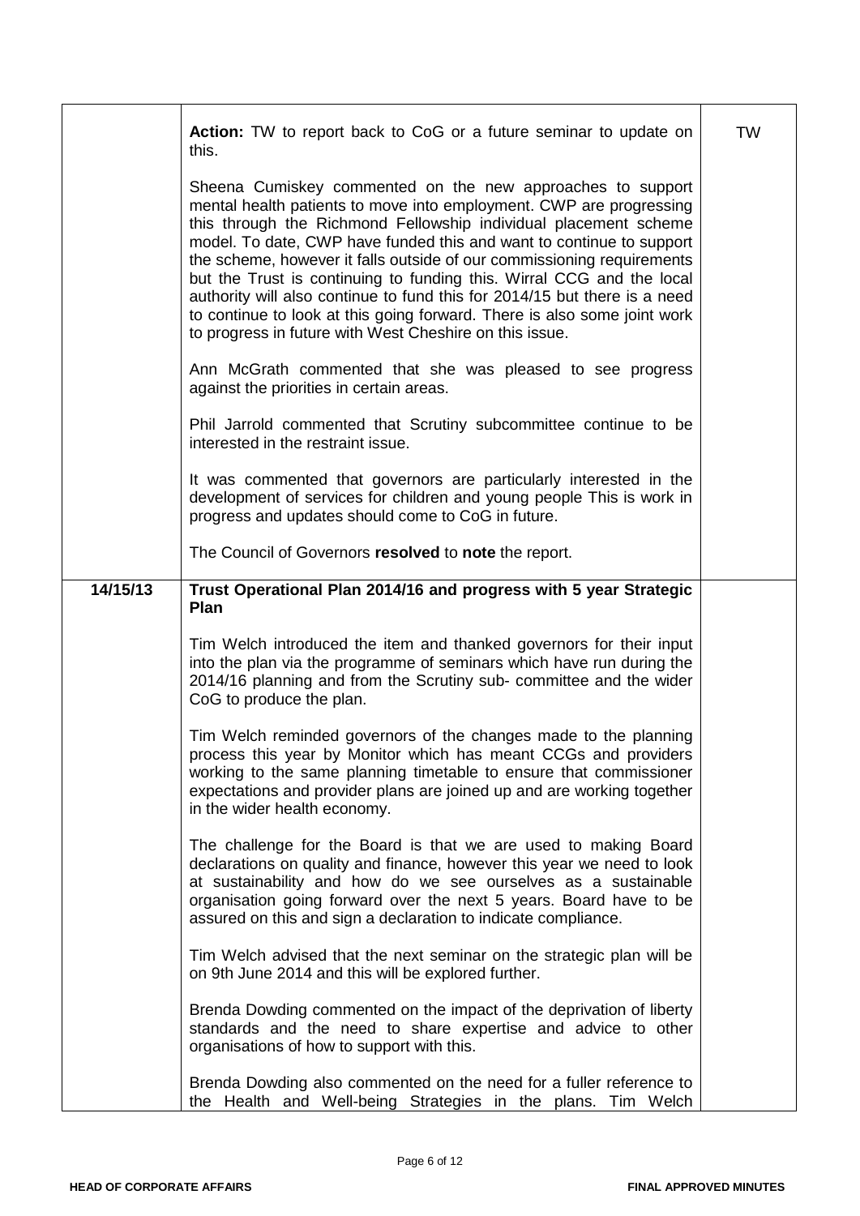| | | |
|---|---|---|
| | **Action:** TW to report back to CoG or a future seminar to update on this.<br><br>Sheena Cumiskey commented on the new approaches to support mental health patients to move into employment. CWP are progressing this through the Richmond Fellowship individual placement scheme model. To date, CWP have funded this and want to continue to support the scheme, however it falls outside of our commissioning requirements but the Trust is continuing to funding this. Wirral CCG and the local authority will also continue to fund this for 2014/15 but there is a need to continue to look at this going forward. There is also some joint work to progress in future with West Cheshire on this issue.<br><br>Ann McGrath commented that she was pleased to see progress against the priorities in certain areas.<br><br>Phil Jarrold commented that Scrutiny subcommittee continue to be interested in the restraint issue.<br><br>It was commented that governors are particularly interested in the development of services for children and young people This is work in progress and updates should come to CoG in future.<br><br>The Council of Governors **resolved** to **note** the report. | TW |
| **14/15/13** | **Trust Operational Plan 2014/16 and progress with 5 year Strategic Plan**<br><br>Tim Welch introduced the item and thanked governors for their input into the plan via the programme of seminars which have run during the 2014/16 planning and from the Scrutiny sub- committee and the wider CoG to produce the plan.<br><br>Tim Welch reminded governors of the changes made to the planning process this year by Monitor which has meant CCGs and providers working to the same planning timetable to ensure that commissioner expectations and provider plans are joined up and are working together in the wider health economy.<br><br>The challenge for the Board is that we are used to making Board declarations on quality and finance, however this year we need to look at sustainability and how do we see ourselves as a sustainable organisation going forward over the next 5 years. Board have to be assured on this and sign a declaration to indicate compliance.<br><br>Tim Welch advised that the next seminar on the strategic plan will be on 9th June 2014 and this will be explored further.<br><br>Brenda Dowding commented on the impact of the deprivation of liberty standards and the need to share expertise and advice to other organisations of how to support with this.<br><br>Brenda Dowding also commented on the need for a fuller reference to the Health and Well-being Strategies in the plans. Tim Welch | |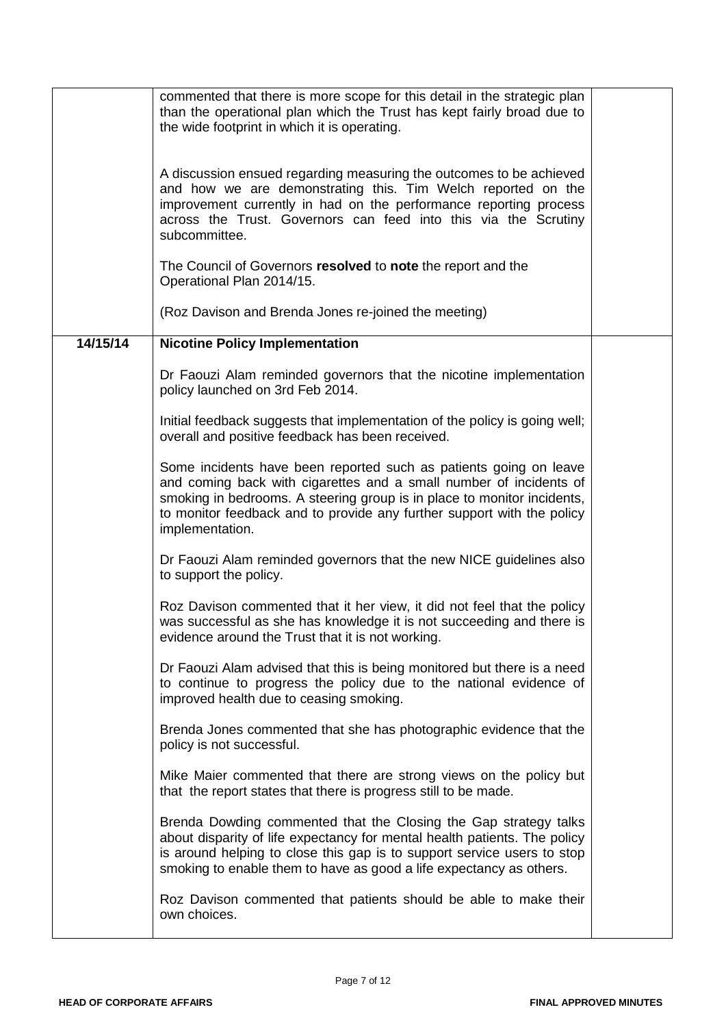| | | |
|---|---|---|
| | commented that there is more scope for this detail in the strategic plan than the operational plan which the Trust has kept fairly broad due to the wide footprint in which it is operating.<br><br>A discussion ensued regarding measuring the outcomes to be achieved and how we are demonstrating this. Tim Welch reported on the improvement currently in had on the performance reporting process across the Trust. Governors can feed into this via the Scrutiny subcommittee.<br><br>The Council of Governors **resolved** to **note** the report and the Operational Plan 2014/15.<br><br>(Roz Davison and Brenda Jones re-joined the meeting) | |
| **14/15/14** | **Nicotine Policy Implementation**<br><br>Dr Faouzi Alam reminded governors that the nicotine implementation policy launched on 3rd Feb 2014.<br><br>Initial feedback suggests that implementation of the policy is going well; overall and positive feedback has been received.<br><br>Some incidents have been reported such as patients going on leave and coming back with cigarettes and a small number of incidents of smoking in bedrooms. A steering group is in place to monitor incidents, to monitor feedback and to provide any further support with the policy implementation.<br><br>Dr Faouzi Alam reminded governors that the new NICE guidelines also to support the policy.<br><br>Roz Davison commented that it her view, it did not feel that the policy was successful as she has knowledge it is not succeeding and there is evidence around the Trust that it is not working.<br><br>Dr Faouzi Alam advised that this is being monitored but there is a need to continue to progress the policy due to the national evidence of improved health due to ceasing smoking.<br><br>Brenda Jones commented that she has photographic evidence that the policy is not successful.<br><br>Mike Maier commented that there are strong views on the policy but that the report states that there is progress still to be made.<br><br>Brenda Dowding commented that the Closing the Gap strategy talks about disparity of life expectancy for mental health patients. The policy is around helping to close this gap is to support service users to stop smoking to enable them to have as good a life expectancy as others.<br><br>Roz Davison commented that patients should be able to make their own choices. | |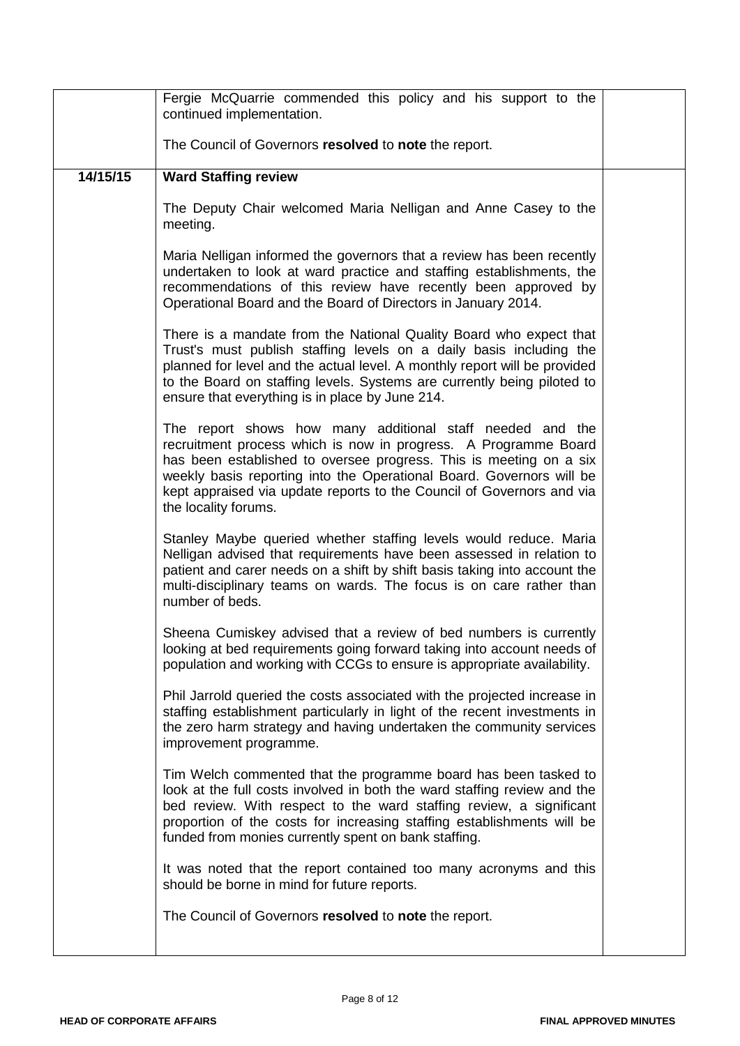| | | |
|---|---|---|
| | Fergie McQuarrie commended this policy and his support to the continued implementation.<br><br>The Council of Governors **resolved** to **note** the report. | |
| **14/15/15** | **Ward Staffing review**<br><br>The Deputy Chair welcomed Maria Nelligan and Anne Casey to the meeting.<br><br>Maria Nelligan informed the governors that a review has been recently undertaken to look at ward practice and staffing establishments, the recommendations of this review have recently been approved by Operational Board and the Board of Directors in January 2014.<br><br>There is a mandate from the National Quality Board who expect that Trust's must publish staffing levels on a daily basis including the planned for level and the actual level. A monthly report will be provided to the Board on staffing levels. Systems are currently being piloted to ensure that everything is in place by June 214.<br><br>The report shows how many additional staff needed and the recruitment process which is now in progress. A Programme Board has been established to oversee progress. This is meeting on a six weekly basis reporting into the Operational Board. Governors will be kept appraised via update reports to the Council of Governors and via the locality forums.<br><br>Stanley Maybe queried whether staffing levels would reduce. Maria Nelligan advised that requirements have been assessed in relation to patient and carer needs on a shift by shift basis taking into account the multi-disciplinary teams on wards. The focus is on care rather than number of beds.<br><br>Sheena Cumiskey advised that a review of bed numbers is currently looking at bed requirements going forward taking into account needs of population and working with CCGs to ensure is appropriate availability.<br><br>Phil Jarrold queried the costs associated with the projected increase in staffing establishment particularly in light of the recent investments in the zero harm strategy and having undertaken the community services improvement programme.<br><br>Tim Welch commented that the programme board has been tasked to look at the full costs involved in both the ward staffing review and the bed review. With respect to the ward staffing review, a significant proportion of the costs for increasing staffing establishments will be funded from monies currently spent on bank staffing.<br><br>It was noted that the report contained too many acronyms and this should be borne in mind for future reports.<br><br>The Council of Governors **resolved** to **note** the report. | |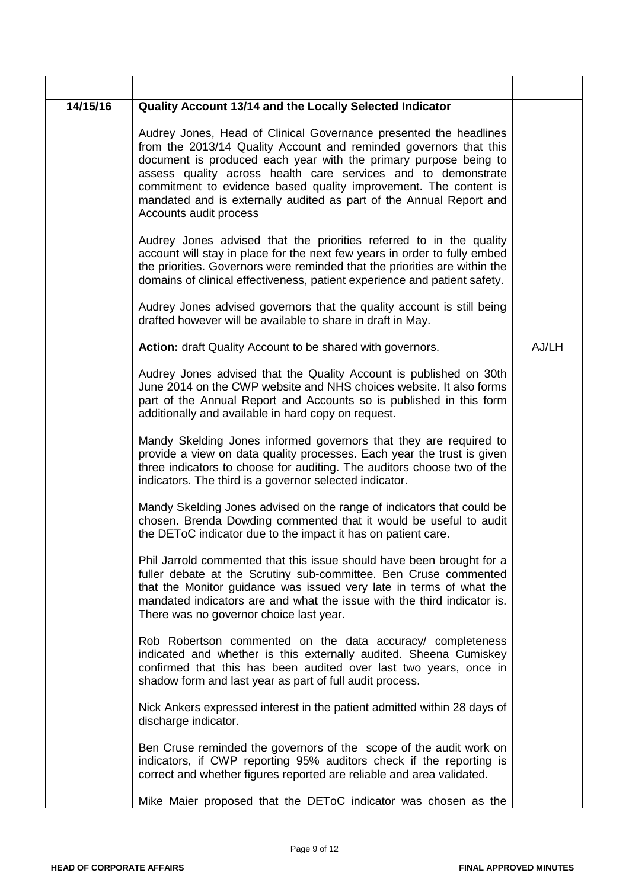| | | |
|---|---|---|
| 14/15/16 | **Quality Account 13/14 and the Locally Selected Indicator**<br><br>Audrey Jones, Head of Clinical Governance presented the headlines from the 2013/14 Quality Account and reminded governors that this document is produced each year with the primary purpose being to assess quality across health care services and to demonstrate commitment to evidence based quality improvement. The content is mandated and is externally audited as part of the Annual Report and Accounts audit process<br><br>Audrey Jones advised that the priorities referred to in the quality account will stay in place for the next few years in order to fully embed the priorities. Governors were reminded that the priorities are within the domains of clinical effectiveness, patient experience and patient safety.<br><br>Audrey Jones advised governors that the quality account is still being drafted however will be available to share in draft in May.<br><br>**Action:** draft Quality Account to be shared with governors.<br><br>Audrey Jones advised that the Quality Account is published on 30th June 2014 on the CWP website and NHS choices website. It also forms part of the Annual Report and Accounts so is published in this form additionally and available in hard copy on request.<br><br>Mandy Skelding Jones informed governors that they are required to provide a view on data quality processes. Each year the trust is given three indicators to choose for auditing. The auditors choose two of the indicators. The third is a governor selected indicator.<br><br>Mandy Skelding Jones advised on the range of indicators that could be chosen. Brenda Dowding commented that it would be useful to audit the DEToC indicator due to the impact it has on patient care.<br><br>Phil Jarrold commented that this issue should have been brought for a fuller debate at the Scrutiny sub-committee. Ben Cruse commented that the Monitor guidance was issued very late in terms of what the mandated indicators are and what the issue with the third indicator is. There was no governor choice last year.<br><br>Rob Robertson commented on the data accuracy/ completeness indicated and whether is this externally audited. Sheena Cumiskey confirmed that this has been audited over last two years, once in shadow form and last year as part of full audit process.<br><br>Nick Ankers expressed interest in the patient admitted within 28 days of discharge indicator.<br><br>Ben Cruse reminded the governors of the scope of the audit work on indicators, if CWP reporting 95% auditors check if the reporting is correct and whether figures reported are reliable and area validated.<br><br>Mike Maier proposed that the DEToC indicator was chosen as the | <br><br><br><br><br><br><br><br><br><br><br><br><br><br><br><br>AJ/LH |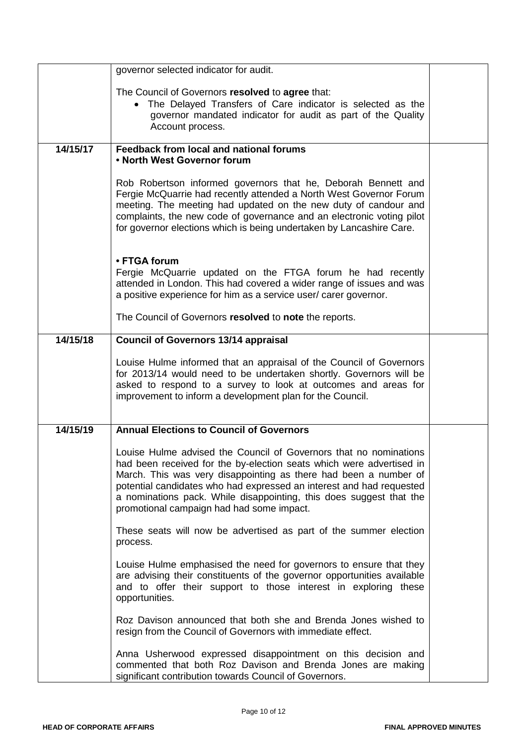| | | |
|---|---|---|
| | governor selected indicator for audit.<br><br>The Council of Governors **resolved** to **agree** that:<br>• The Delayed Transfers of Care indicator is selected as the governor mandated indicator for audit as part of the Quality Account process. | |
| **14/15/17** | **Feedback from local and national forums**<br>**• North West Governor forum**<br><br>Rob Robertson informed governors that he, Deborah Bennett and Fergie McQuarrie had recently attended a North West Governor Forum meeting. The meeting had updated on the new duty of candour and complaints, the new code of governance and an electronic voting pilot for governor elections which is being undertaken by Lancashire Care.<br><br>**• FTGA forum**<br>Fergie McQuarrie updated on the FTGA forum he had recently attended in London. This had covered a wider range of issues and was a positive experience for him as a service user/ carer governor.<br><br>The Council of Governors **resolved** to **note** the reports. | |
| **14/15/18** | **Council of Governors 13/14 appraisal**<br><br>Louise Hulme informed that an appraisal of the Council of Governors for 2013/14 would need to be undertaken shortly. Governors will be asked to respond to a survey to look at outcomes and areas for improvement to inform a development plan for the Council. | |
| **14/15/19** | **Annual Elections to Council of Governors**<br><br>Louise Hulme advised the Council of Governors that no nominations had been received for the by-election seats which were advertised in March. This was very disappointing as there had been a number of potential candidates who had expressed an interest and had requested a nominations pack. While disappointing, this does suggest that the promotional campaign had had some impact.<br><br>These seats will now be advertised as part of the summer election process.<br><br>Louise Hulme emphasised the need for governors to ensure that they are advising their constituents of the governor opportunities available and to offer their support to those interest in exploring these opportunities.<br><br>Roz Davison announced that both she and Brenda Jones wished to resign from the Council of Governors with immediate effect.<br><br>Anna Usherwood expressed disappointment on this decision and commented that both Roz Davison and Brenda Jones are making significant contribution towards Council of Governors. | |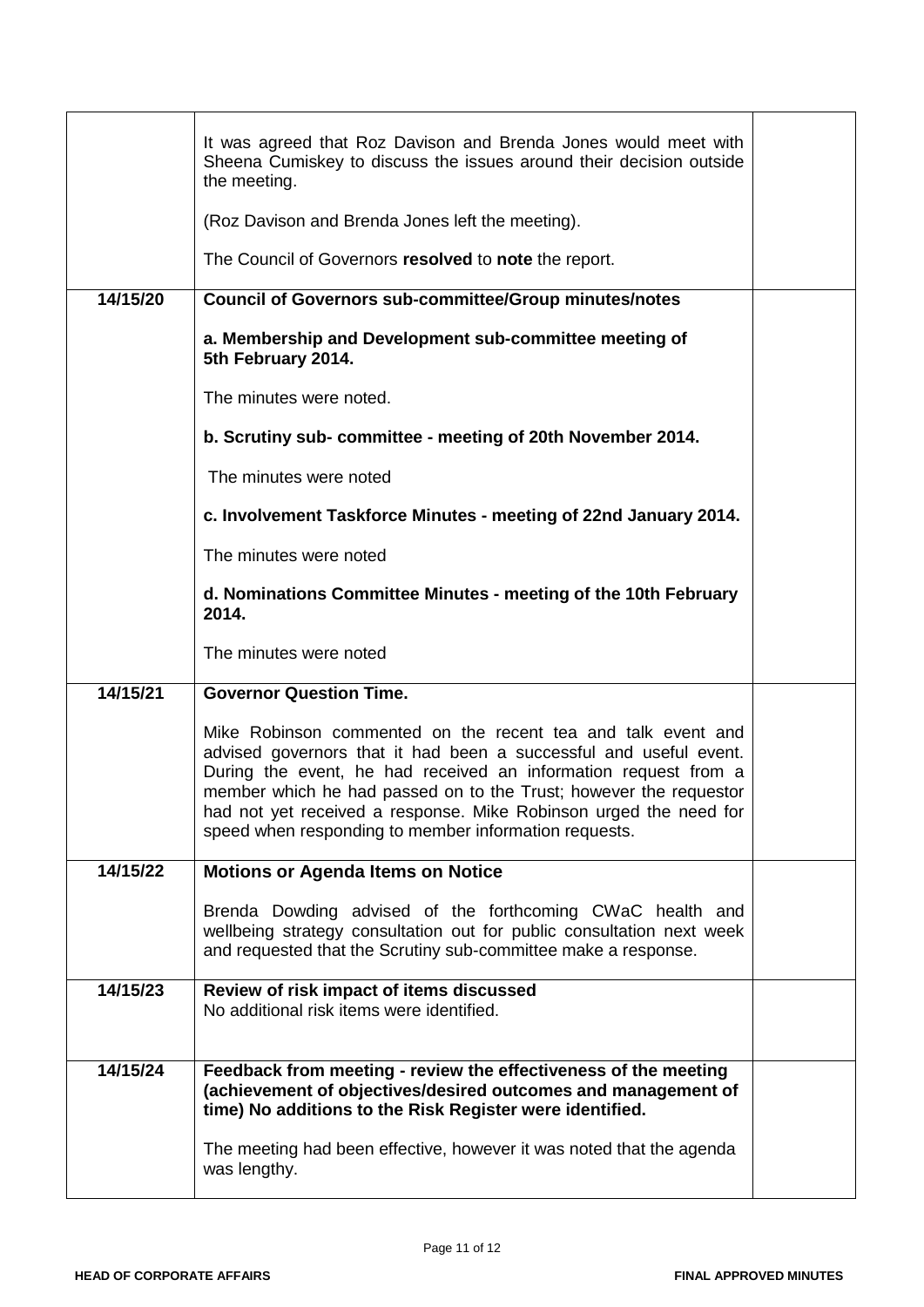| | | |
|---|---|---|
| | It was agreed that Roz Davison and Brenda Jones would meet with Sheena Cumiskey to discuss the issues around their decision outside the meeting.<br><br>(Roz Davison and Brenda Jones left the meeting).<br><br>The Council of Governors **resolved** to **note** the report. | |
| **14/15/20** | **Council of Governors sub-committee/Group minutes/notes**<br><br>**a. Membership and Development sub-committee meeting of 5th February 2014.**<br><br>The minutes were noted.<br><br>**b. Scrutiny sub- committee - meeting of 20th November 2014.**<br><br>The minutes were noted<br><br>**c. Involvement Taskforce Minutes - meeting of 22nd January 2014.**<br><br>The minutes were noted<br><br>**d. Nominations Committee Minutes - meeting of the 10th February 2014.**<br><br>The minutes were noted | |
| **14/15/21** | **Governor Question Time.**<br><br>Mike Robinson commented on the recent tea and talk event and advised governors that it had been a successful and useful event. During the event, he had received an information request from a member which he had passed on to the Trust; however the requestor had not yet received a response. Mike Robinson urged the need for speed when responding to member information requests. | |
| **14/15/22** | **Motions or Agenda Items on Notice**<br><br>Brenda Dowding advised of the forthcoming CWaC health and wellbeing strategy consultation out for public consultation next week and requested that the Scrutiny sub-committee make a response. | |
| **14/15/23** | **Review of risk impact of items discussed**<br>No additional risk items were identified. | |
| **14/15/24** | **Feedback from meeting - review the effectiveness of the meeting (achievement of objectives/desired outcomes and management of time) No additions to the Risk Register were identified.**<br><br>The meeting had been effective, however it was noted that the agenda was lengthy. | |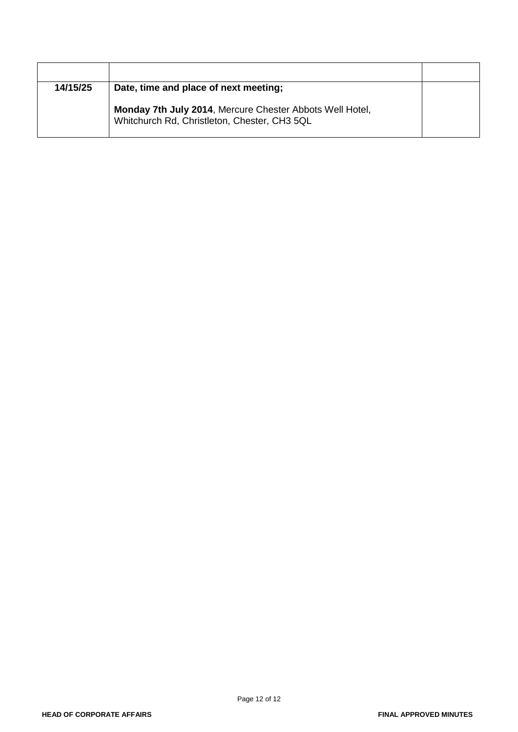| | | |
|---|---|---|
| | | |
| **14/15/25** | **Date, time and place of next meeting;**<br><br>**Monday 7th July 2014**, Mercure Chester Abbots Well Hotel, Whitchurch Rd, Christleton, Chester, CH3 5QL | |